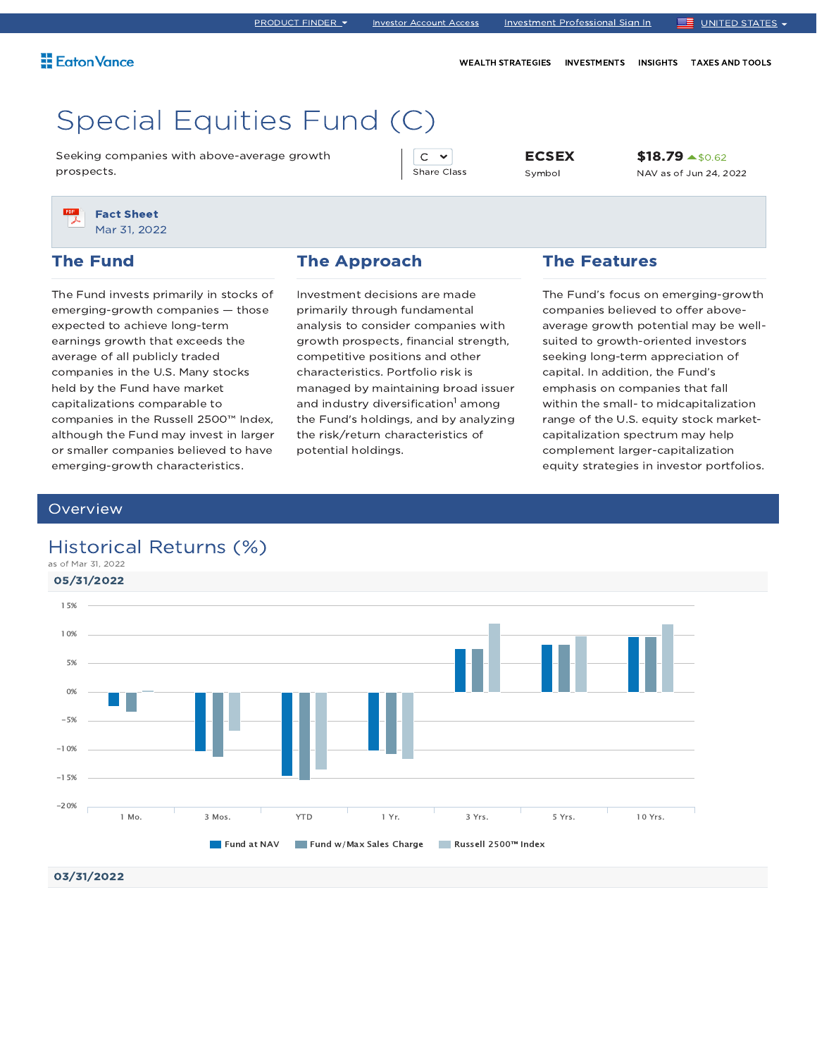# Special Equities Fund (C)

Seeking companies with above-average growth prospects.

| Share Class | Symbol | NAV as of Jun 24, 2022 |
|---|---|---|
| C | ECSEX | $18.79 ▲ $0.62 |

**Fact Sheet**
Mar 31, 2022

## The Fund

The Fund invests primarily in stocks of emerging-growth companies — those expected to achieve long-term earnings growth that exceeds the average of all publicly traded companies in the U.S. Many stocks held by the Fund have market capitalizations comparable to companies in the Russell 2500™ Index, although the Fund may invest in larger or smaller companies believed to have emerging-growth characteristics.

## The Approach

Investment decisions are made primarily through fundamental analysis to consider companies with growth prospects, financial strength, competitive positions and other characteristics. Portfolio risk is managed by maintaining broad issuer and industry diversification[1] among the Fund's holdings, and by analyzing the risk/return characteristics of potential holdings.

## The Features

The Fund's focus on emerging-growth companies believed to offer above-average growth potential may be well-suited to growth-oriented investors seeking long-term appreciation of capital. In addition, the Fund's emphasis on companies that fall within the small- to midcapitalization range of the U.S. equity stock market-capitalization spectrum may help complement larger-capitalization equity strategies in investor portfolios.

## Overview

### Historical Returns (%)

as of Mar 31, 2022

**05/31/2022**

Chart categories: 1 Mo., 3 Mos., YTD, 1 Yr., 3 Yrs., 5 Yrs., 10 Yrs.

Legend: Fund at NAV, Fund w/Max Sales Charge, Russell 2500™ Index

**03/31/2022**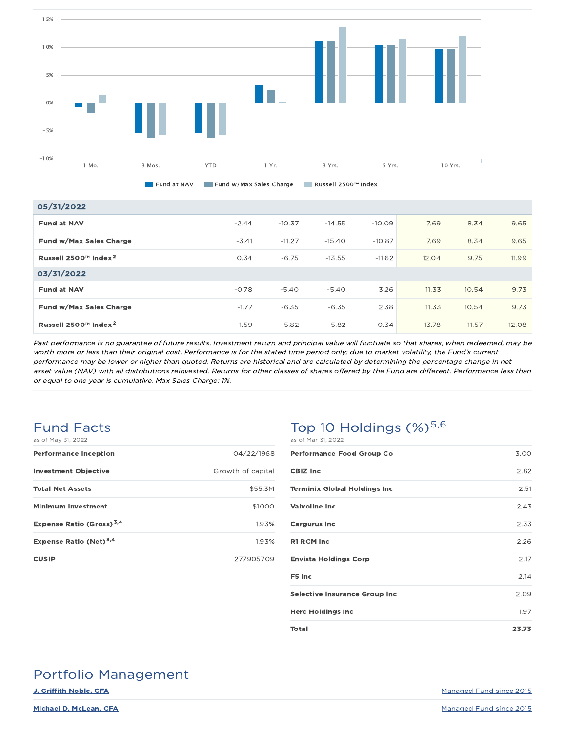| | 1 Mo. | 3 Mos. | YTD | 1 Yr. | 3 Yrs. | 5 Yrs. | 10 Yrs. |
|---|---|---|---|---|---|---|---|
| **05/31/2022** | | | | | | | |
| **Fund at NAV** | -2.44 | -10.37 | -14.55 | -10.09 | 7.69 | 8.34 | 9.65 |
| **Fund w/Max Sales Charge** | -3.41 | -11.27 | -15.40 | -10.87 | 7.69 | 8.34 | 9.65 |
| **Russell 2500™ Index[2]** | 0.34 | -6.75 | -13.55 | -11.62 | 12.04 | 9.75 | 11.99 |
| **03/31/2022** | | | | | | | |
| **Fund at NAV** | -0.78 | -5.40 | -5.40 | 3.26 | 11.33 | 10.54 | 9.73 |
| **Fund w/Max Sales Charge** | -1.77 | -6.35 | -6.35 | 2.38 | 11.33 | 10.54 | 9.73 |
| **Russell 2500™ Index[2]** | 1.59 | -5.82 | -5.82 | 0.34 | 13.78 | 11.57 | 12.08 |

*Past performance is no guarantee of future results. Investment return and principal value will fluctuate so that shares, when redeemed, may be worth more or less than their original cost. Performance is for the stated time period only; due to market volatility, the Fund's current performance may be lower or higher than quoted. Returns are historical and are calculated by determining the percentage change in net asset value (NAV) with all distributions reinvested. Returns for other classes of shares offered by the Fund are different. Performance less than or equal to one year is cumulative. Max Sales Charge: 1%.*

## Fund Facts

as of May 31, 2022

| | |
|---|---|
| **Performance Inception** | 04/22/1968 |
| **Investment Objective** | Growth of capital |
| **Total Net Assets** | $55.3M |
| **Minimum Investment** | $1000 |
| **Expense Ratio (Gross)[3,4]** | 1.93% |
| **Expense Ratio (Net)[3,4]** | 1.93% |
| **CUSIP** | 277905709 |

## Top 10 Holdings (%)[5,6]

as of Mar 31, 2022

| | |
|---|---|
| **Performance Food Group Co** | 3.00 |
| **CBIZ Inc** | 2.82 |
| **Terminix Global Holdings Inc** | 2.51 |
| **Valvoline Inc** | 2.43 |
| **Cargurus Inc** | 2.33 |
| **R1 RCM Inc** | 2.26 |
| **Envista Holdings Corp** | 2.17 |
| **F5 Inc** | 2.14 |
| **Selective Insurance Group Inc** | 2.09 |
| **Herc Holdings Inc** | 1.97 |
| **Total** | **23.73** |

## Portfolio Management

| | |
|---|---|
| J. Griffith Noble, CFA | Managed Fund since 2015 |
| Michael D. McLean, CFA | Managed Fund since 2015 |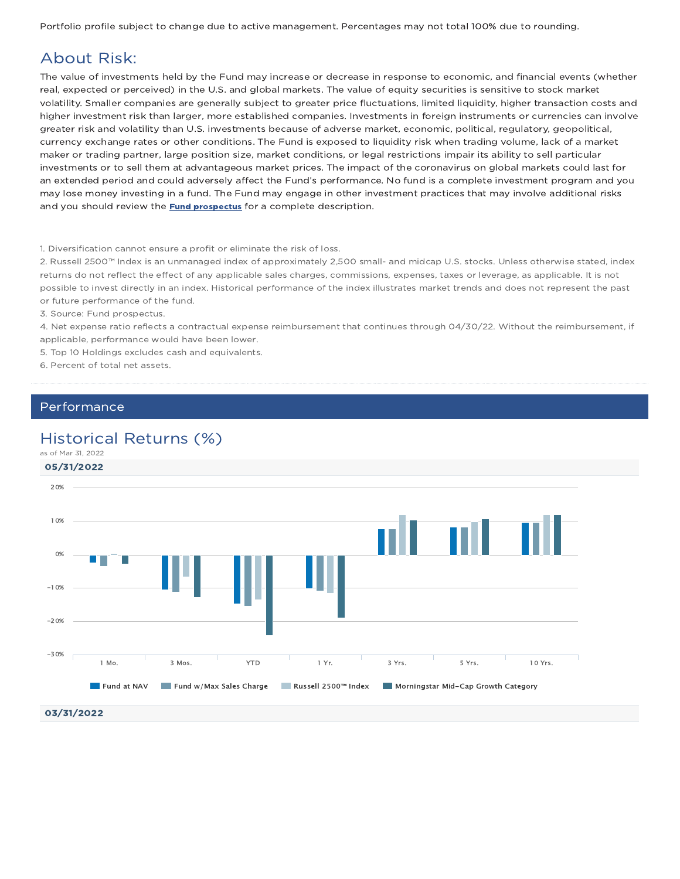Portfolio profile subject to change due to active management. Percentages may not total 100% due to rounding.

## About Risk:

The value of investments held by the Fund may increase or decrease in response to economic, and financial events (whether real, expected or perceived) in the U.S. and global markets. The value of equity securities is sensitive to stock market volatility. Smaller companies are generally subject to greater price fluctuations, limited liquidity, higher transaction costs and higher investment risk than larger, more established companies. Investments in foreign instruments or currencies can involve greater risk and volatility than U.S. investments because of adverse market, economic, political, regulatory, geopolitical, currency exchange rates or other conditions. The Fund is exposed to liquidity risk when trading volume, lack of a market maker or trading partner, large position size, market conditions, or legal restrictions impair its ability to sell particular investments or to sell them at advantageous market prices. The impact of the coronavirus on global markets could last for an extended period and could adversely affect the Fund's performance. No fund is a complete investment program and you may lose money investing in a fund. The Fund may engage in other investment practices that may involve additional risks and you should review the **Fund prospectus** for a complete description.

1. Diversification cannot ensure a profit or eliminate the risk of loss.
2. Russell 2500™ Index is an unmanaged index of approximately 2,500 small- and midcap U.S. stocks. Unless otherwise stated, index returns do not reflect the effect of any applicable sales charges, commissions, expenses, taxes or leverage, as applicable. It is not possible to invest directly in an index. Historical performance of the index illustrates market trends and does not represent the past or future performance of the fund.
3. Source: Fund prospectus.
4. Net expense ratio reflects a contractual expense reimbursement that continues through 04/30/22. Without the reimbursement, if applicable, performance would have been lower.
5. Top 10 Holdings excludes cash and equivalents.
6. Percent of total net assets.

## Performance

### Historical Returns (%)

as of Mar 31, 2022

**05/31/2022**

Legend: Fund at NAV, Fund w/Max Sales Charge, Russell 2500™ Index, Morningstar Mid-Cap Growth Category

Periods: 1 Mo., 3 Mos., YTD, 1 Yr., 3 Yrs., 5 Yrs., 10 Yrs.

**03/31/2022**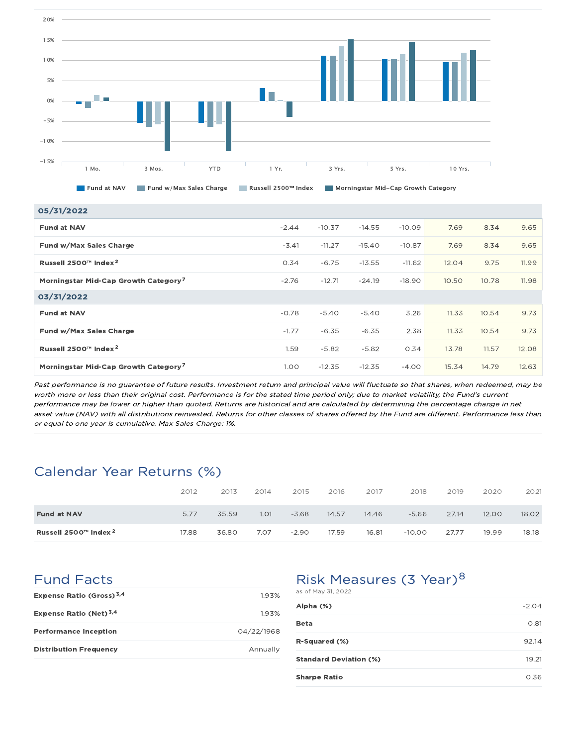| | 1 Mo. | 3 Mos. | YTD | 1 Yr. | 3 Yrs. | 5 Yrs. | 10 Yrs. |
|---|---|---|---|---|---|---|---|
| **05/31/2022** | | | | | | | |
| **Fund at NAV** | -2.44 | -10.37 | -14.55 | -10.09 | 7.69 | 8.34 | 9.65 |
| **Fund w/Max Sales Charge** | -3.41 | -11.27 | -15.40 | -10.87 | 7.69 | 8.34 | 9.65 |
| **Russell 2500™ Index**[2] | 0.34 | -6.75 | -13.55 | -11.62 | 12.04 | 9.75 | 11.99 |
| **Morningstar Mid-Cap Growth Category**[7] | -2.76 | -12.71 | -24.19 | -18.90 | 10.50 | 10.78 | 11.98 |
| **03/31/2022** | | | | | | | |
| **Fund at NAV** | -0.78 | -5.40 | -5.40 | 3.26 | 11.33 | 10.54 | 9.73 |
| **Fund w/Max Sales Charge** | -1.77 | -6.35 | -6.35 | 2.38 | 11.33 | 10.54 | 9.73 |
| **Russell 2500™ Index**[2] | 1.59 | -5.82 | -5.82 | 0.34 | 13.78 | 11.57 | 12.08 |
| **Morningstar Mid-Cap Growth Category**[7] | 1.00 | -12.35 | -12.35 | -4.00 | 15.34 | 14.79 | 12.63 |

*Past performance is no guarantee of future results. Investment return and principal value will fluctuate so that shares, when redeemed, may be worth more or less than their original cost. Performance is for the stated time period only; due to market volatility, the Fund's current performance may be lower or higher than quoted. Returns are historical and are calculated by determining the percentage change in net asset value (NAV) with all distributions reinvested. Returns for other classes of shares offered by the Fund are different. Performance less than or equal to one year is cumulative. Max Sales Charge: 1%.*

## Calendar Year Returns (%)

| | 2012 | 2013 | 2014 | 2015 | 2016 | 2017 | 2018 | 2019 | 2020 | 2021 |
|---|---|---|---|---|---|---|---|---|---|---|
| **Fund at NAV** | 5.77 | 35.59 | 1.01 | -3.68 | 14.57 | 14.46 | -5.66 | 27.14 | 12.00 | 18.02 |
| **Russell 2500™ Index**[2] | 17.88 | 36.80 | 7.07 | -2.90 | 17.59 | 16.81 | -10.00 | 27.77 | 19.99 | 18.18 |

## Fund Facts

| | |
|---|---|
| **Expense Ratio (Gross)**[3,4] | 1.93% |
| **Expense Ratio (Net)**[3,4] | 1.93% |
| **Performance Inception** | 04/22/1968 |
| **Distribution Frequency** | Annually |

## Risk Measures (3 Year)[8]

as of May 31, 2022

| | |
|---|---|
| **Alpha (%)** | -2.04 |
| **Beta** | 0.81 |
| **R-Squared (%)** | 92.14 |
| **Standard Deviation (%)** | 19.21 |
| **Sharpe Ratio** | 0.36 |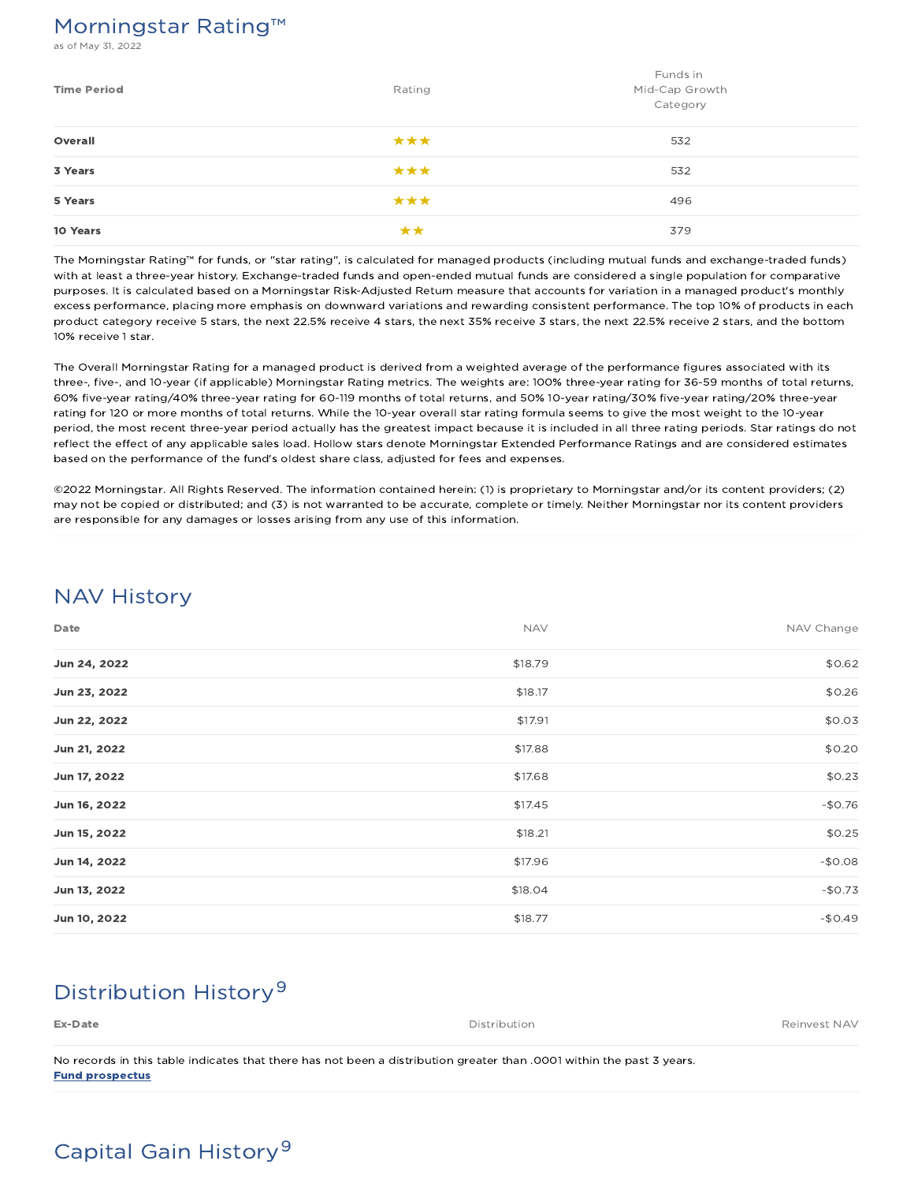## Morningstar Rating™

as of May 31, 2022

| Time Period | Rating | Funds in Mid-Cap Growth Category |
|---|---|---|
| **Overall** | ★★★ | 532 |
| **3 Years** | ★★★ | 532 |
| **5 Years** | ★★★ | 496 |
| **10 Years** | ★★ | 379 |

The Morningstar Rating™ for funds, or "star rating", is calculated for managed products (including mutual funds and exchange-traded funds) with at least a three-year history. Exchange-traded funds and open-ended mutual funds are considered a single population for comparative purposes. It is calculated based on a Morningstar Risk-Adjusted Return measure that accounts for variation in a managed product's monthly excess performance, placing more emphasis on downward variations and rewarding consistent performance. The top 10% of products in each product category receive 5 stars, the next 22.5% receive 4 stars, the next 35% receive 3 stars, the next 22.5% receive 2 stars, and the bottom 10% receive 1 star.

The Overall Morningstar Rating for a managed product is derived from a weighted average of the performance figures associated with its three-, five-, and 10-year (if applicable) Morningstar Rating metrics. The weights are: 100% three-year rating for 36-59 months of total returns, 60% five-year rating/40% three-year rating for 60-119 months of total returns, and 50% 10-year rating/30% five-year rating/20% three-year rating for 120 or more months of total returns. While the 10-year overall star rating formula seems to give the most weight to the 10-year period, the most recent three-year period actually has the greatest impact because it is included in all three rating periods. Star ratings do not reflect the effect of any applicable sales load. Hollow stars denote Morningstar Extended Performance Ratings and are considered estimates based on the performance of the fund's oldest share class, adjusted for fees and expenses.

©2022 Morningstar. All Rights Reserved. The information contained herein: (1) is proprietary to Morningstar and/or its content providers; (2) may not be copied or distributed; and (3) is not warranted to be accurate, complete or timely. Neither Morningstar nor its content providers are responsible for any damages or losses arising from any use of this information.

## NAV History

| Date | NAV | NAV Change |
|---|---|---|
| **Jun 24, 2022** | $18.79 | $0.62 |
| **Jun 23, 2022** | $18.17 | $0.26 |
| **Jun 22, 2022** | $17.91 | $0.03 |
| **Jun 21, 2022** | $17.88 | $0.20 |
| **Jun 17, 2022** | $17.68 | $0.23 |
| **Jun 16, 2022** | $17.45 | -$0.76 |
| **Jun 15, 2022** | $18.21 | $0.25 |
| **Jun 14, 2022** | $17.96 | -$0.08 |
| **Jun 13, 2022** | $18.04 | -$0.73 |
| **Jun 10, 2022** | $18.77 | -$0.49 |

## Distribution History[9]

| Ex-Date | Distribution | Reinvest NAV |
|---|---|---|

No records in this table indicates that there has not been a distribution greater than .0001 within the past 3 years.
**Fund prospectus**

## Capital Gain History[9]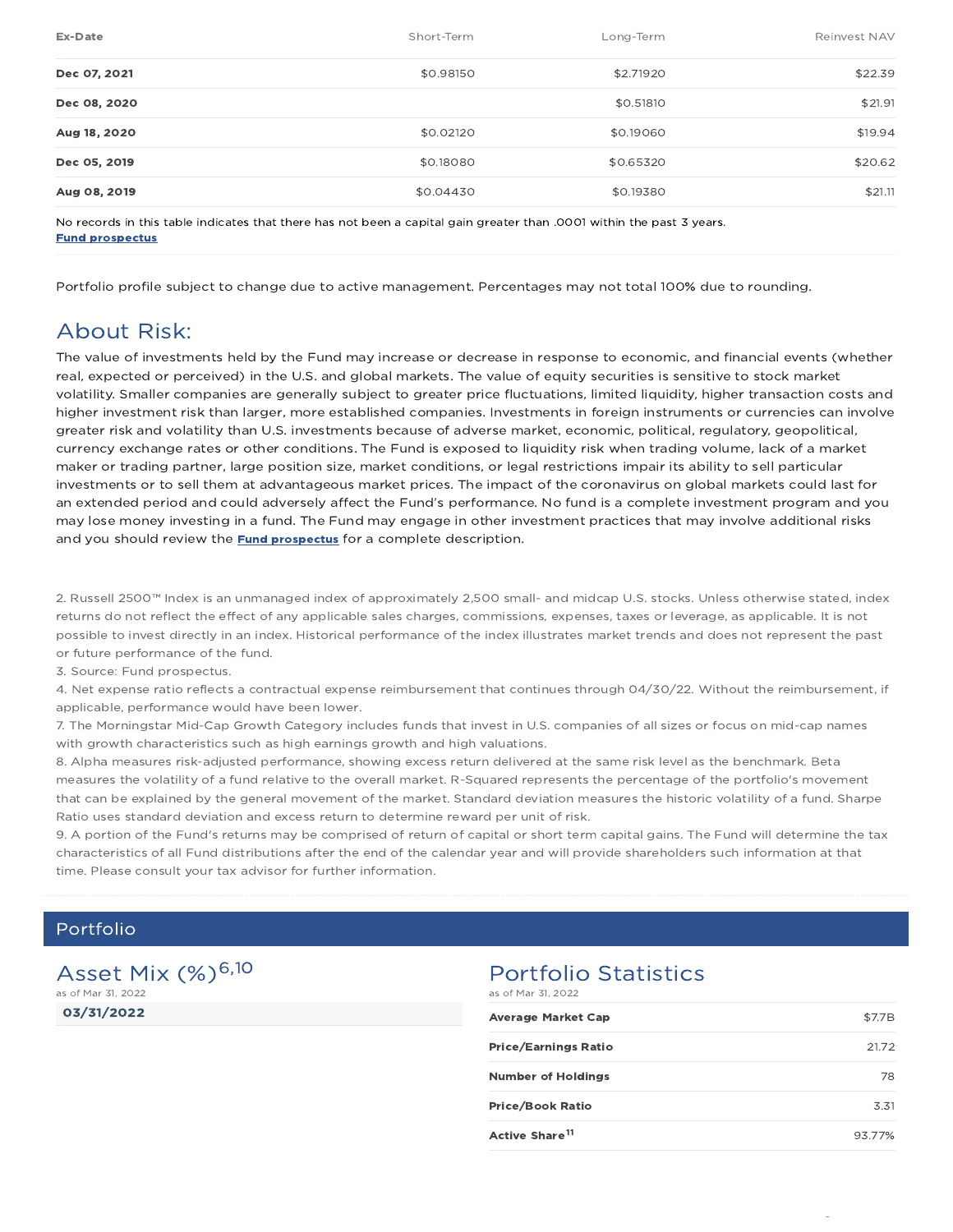| Ex-Date | Short-Term | Long-Term | Reinvest NAV |
|---|---|---|---|
| **Dec 07, 2021** | $0.98150 | $2.71920 | $22.39 |
| **Dec 08, 2020** | | $0.51810 | $21.91 |
| **Aug 18, 2020** | $0.02120 | $0.19060 | $19.94 |
| **Dec 05, 2019** | $0.18080 | $0.65320 | $20.62 |
| **Aug 08, 2019** | $0.04430 | $0.19380 | $21.11 |

No records in this table indicates that there has not been a capital gain greater than .0001 within the past 3 years.
**Fund prospectus**

Portfolio profile subject to change due to active management. Percentages may not total 100% due to rounding.

## About Risk:

The value of investments held by the Fund may increase or decrease in response to economic, and financial events (whether real, expected or perceived) in the U.S. and global markets. The value of equity securities is sensitive to stock market volatility. Smaller companies are generally subject to greater price fluctuations, limited liquidity, higher transaction costs and higher investment risk than larger, more established companies. Investments in foreign instruments or currencies can involve greater risk and volatility than U.S. investments because of adverse market, economic, political, regulatory, geopolitical, currency exchange rates or other conditions. The Fund is exposed to liquidity risk when trading volume, lack of a market maker or trading partner, large position size, market conditions, or legal restrictions impair its ability to sell particular investments or to sell them at advantageous market prices. The impact of the coronavirus on global markets could last for an extended period and could adversely affect the Fund's performance. No fund is a complete investment program and you may lose money investing in a fund. The Fund may engage in other investment practices that may involve additional risks and you should review the **Fund prospectus** for a complete description.

2. Russell 2500™ Index is an unmanaged index of approximately 2,500 small- and midcap U.S. stocks. Unless otherwise stated, index returns do not reflect the effect of any applicable sales charges, commissions, expenses, taxes or leverage, as applicable. It is not possible to invest directly in an index. Historical performance of the index illustrates market trends and does not represent the past or future performance of the fund.
3. Source: Fund prospectus.
4. Net expense ratio reflects a contractual expense reimbursement that continues through 04/30/22. Without the reimbursement, if applicable, performance would have been lower.
7. The Morningstar Mid-Cap Growth Category includes funds that invest in U.S. companies of all sizes or focus on mid-cap names with growth characteristics such as high earnings growth and high valuations.
8. Alpha measures risk-adjusted performance, showing excess return delivered at the same risk level as the benchmark. Beta measures the volatility of a fund relative to the overall market. R-Squared represents the percentage of the portfolio's movement that can be explained by the general movement of the market. Standard deviation measures the historic volatility of a fund. Sharpe Ratio uses standard deviation and excess return to determine reward per unit of risk.
9. A portion of the Fund's returns may be comprised of return of capital or short term capital gains. The Fund will determine the tax characteristics of all Fund distributions after the end of the calendar year and will provide shareholders such information at that time. Please consult your tax advisor for further information.

# Portfolio

## Asset Mix (%)[6,10]

as of Mar 31, 2022

**03/31/2022**

## Portfolio Statistics

as of Mar 31, 2022

| | |
|---|---|
| **Average Market Cap** | $7.7B |
| **Price/Earnings Ratio** | 21.72 |
| **Number of Holdings** | 78 |
| **Price/Book Ratio** | 3.31 |
| **Active Share**[11] | 93.77% |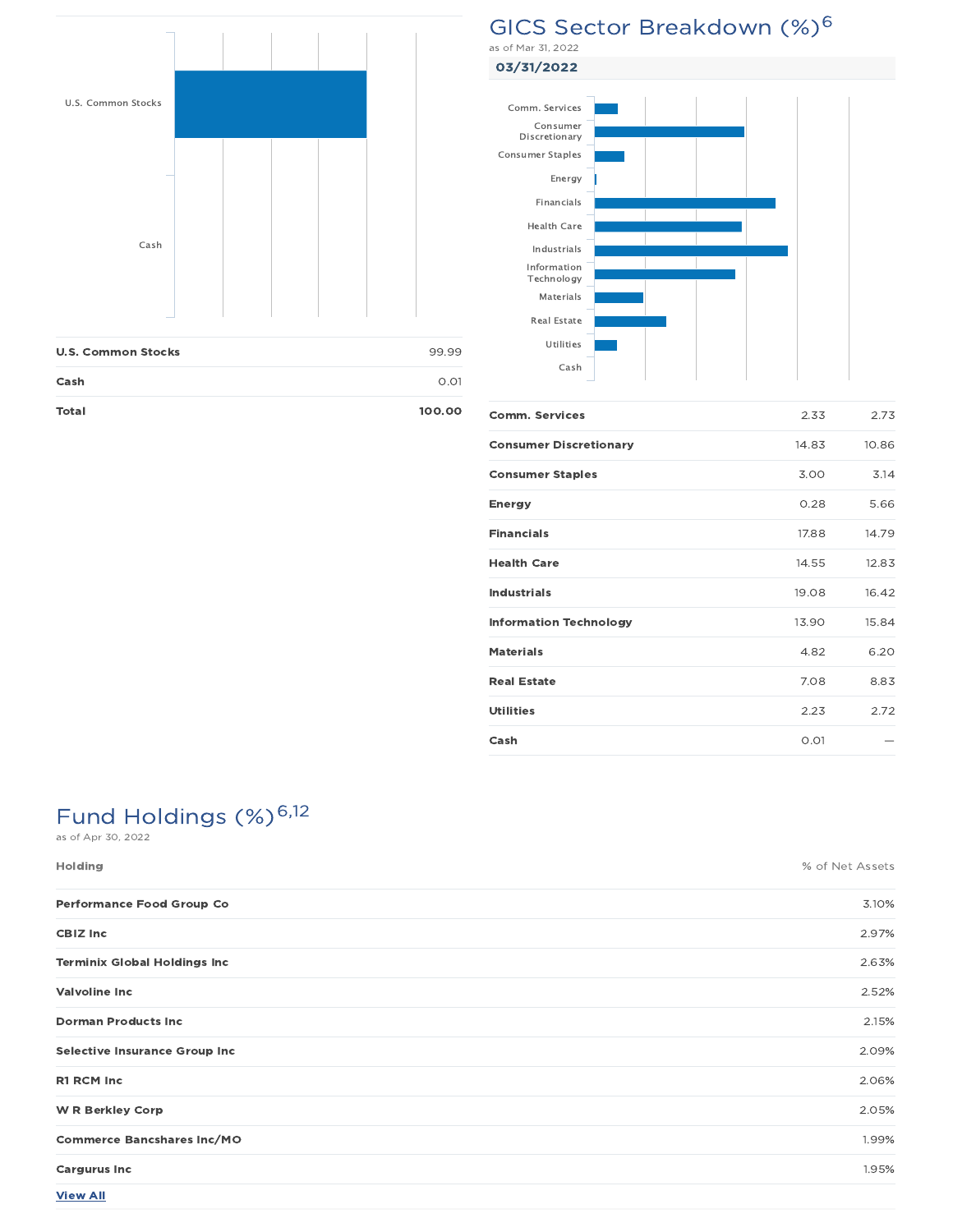| | |
|---|---|
| **U.S. Common Stocks** | 99.99 |
| **Cash** | 0.01 |
| **Total** | **100.00** |

## GICS Sector Breakdown (%)[6]

as of Mar 31, 2022

**03/31/2022**

| | | |
|---|---|---|
| **Comm. Services** | 2.33 | 2.73 |
| **Consumer Discretionary** | 14.83 | 10.86 |
| **Consumer Staples** | 3.00 | 3.14 |
| **Energy** | 0.28 | 5.66 |
| **Financials** | 17.88 | 14.79 |
| **Health Care** | 14.55 | 12.83 |
| **Industrials** | 19.08 | 16.42 |
| **Information Technology** | 13.90 | 15.84 |
| **Materials** | 4.82 | 6.20 |
| **Real Estate** | 7.08 | 8.83 |
| **Utilities** | 2.23 | 2.72 |
| **Cash** | 0.01 | — |

## Fund Holdings (%)[6,12]

as of Apr 30, 2022

| Holding | % of Net Assets |
|---|---|
| **Performance Food Group Co** | 3.10% |
| **CBIZ Inc** | 2.97% |
| **Terminix Global Holdings Inc** | 2.63% |
| **Valvoline Inc** | 2.52% |
| **Dorman Products Inc** | 2.15% |
| **Selective Insurance Group Inc** | 2.09% |
| **R1 RCM Inc** | 2.06% |
| **W R Berkley Corp** | 2.05% |
| **Commerce Bancshares Inc/MO** | 1.99% |
| **Cargurus Inc** | 1.95% |

**View All**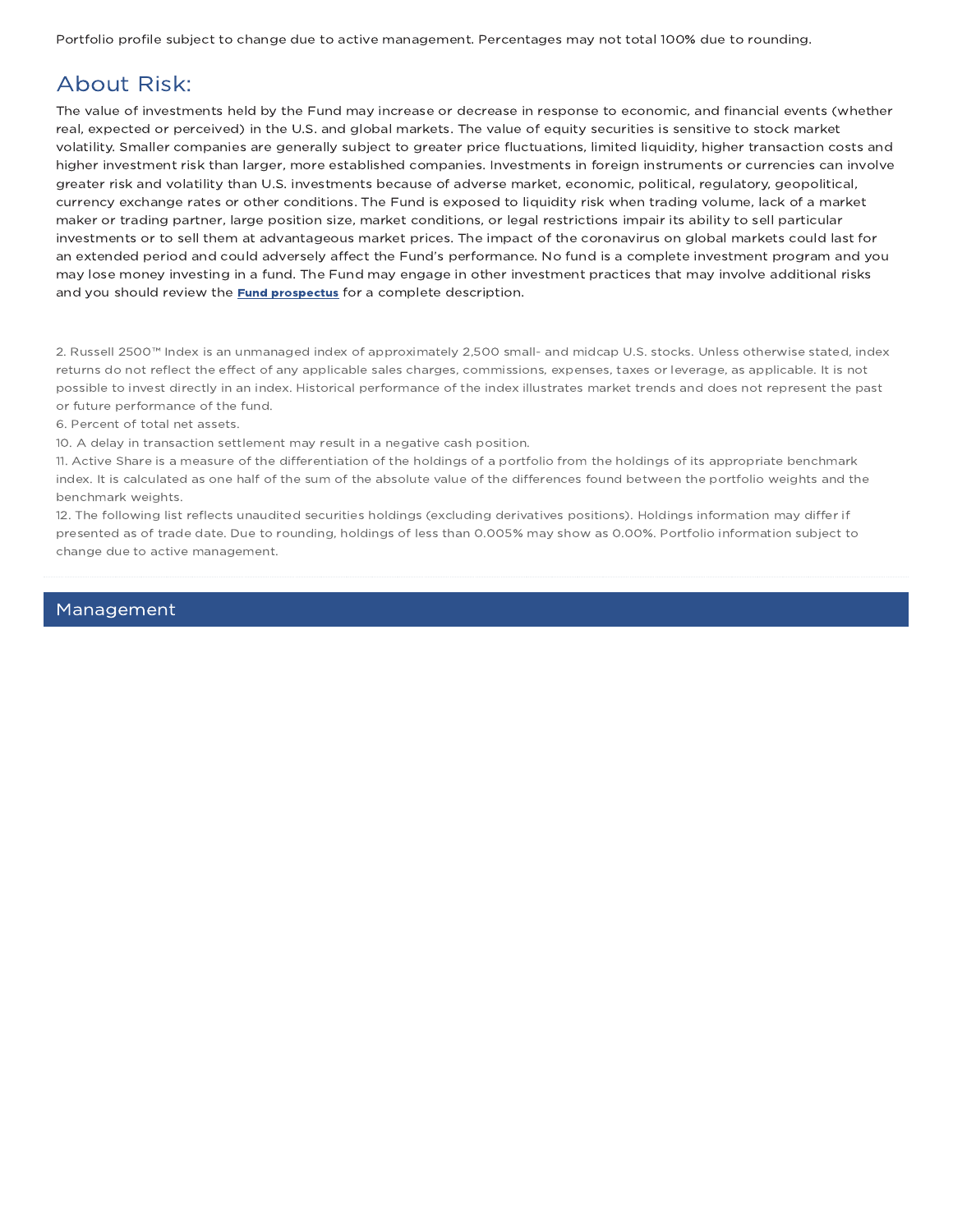Portfolio profile subject to change due to active management. Percentages may not total 100% due to rounding.

## About Risk:

The value of investments held by the Fund may increase or decrease in response to economic, and financial events (whether real, expected or perceived) in the U.S. and global markets. The value of equity securities is sensitive to stock market volatility. Smaller companies are generally subject to greater price fluctuations, limited liquidity, higher transaction costs and higher investment risk than larger, more established companies. Investments in foreign instruments or currencies can involve greater risk and volatility than U.S. investments because of adverse market, economic, political, regulatory, geopolitical, currency exchange rates or other conditions. The Fund is exposed to liquidity risk when trading volume, lack of a market maker or trading partner, large position size, market conditions, or legal restrictions impair its ability to sell particular investments or to sell them at advantageous market prices. The impact of the coronavirus on global markets could last for an extended period and could adversely affect the Fund's performance. No fund is a complete investment program and you may lose money investing in a fund. The Fund may engage in other investment practices that may involve additional risks and you should review the **Fund prospectus** for a complete description.

2. Russell 2500™ Index is an unmanaged index of approximately 2,500 small- and midcap U.S. stocks. Unless otherwise stated, index returns do not reflect the effect of any applicable sales charges, commissions, expenses, taxes or leverage, as applicable. It is not possible to invest directly in an index. Historical performance of the index illustrates market trends and does not represent the past or future performance of the fund.
6. Percent of total net assets.
10. A delay in transaction settlement may result in a negative cash position.
11. Active Share is a measure of the differentiation of the holdings of a portfolio from the holdings of its appropriate benchmark index. It is calculated as one half of the sum of the absolute value of the differences found between the portfolio weights and the benchmark weights.
12. The following list reflects unaudited securities holdings (excluding derivatives positions). Holdings information may differ if presented as of trade date. Due to rounding, holdings of less than 0.005% may show as 0.00%. Portfolio information subject to change due to active management.

## Management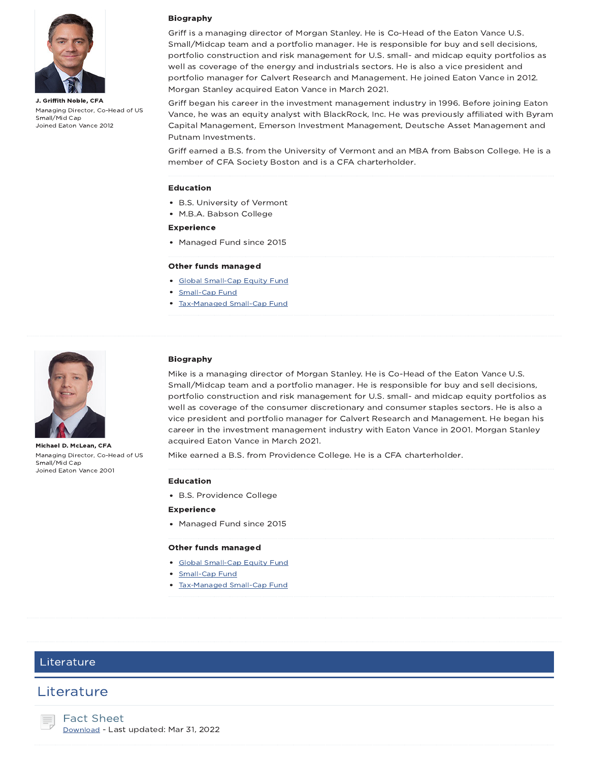**J. Griffith Noble, CFA**

Managing Director, Co-Head of US Small/Mid Cap
Joined Eaton Vance 2012

### Biography

Griff is a managing director of Morgan Stanley. He is Co-Head of the Eaton Vance U.S. Small/Midcap team and a portfolio manager. He is responsible for buy and sell decisions, portfolio construction and risk management for U.S. small- and midcap equity portfolios as well as coverage of the energy and industrials sectors. He is also a vice president and portfolio manager for Calvert Research and Management. He joined Eaton Vance in 2012. Morgan Stanley acquired Eaton Vance in March 2021.

Griff began his career in the investment management industry in 1996. Before joining Eaton Vance, he was an equity analyst with BlackRock, Inc. He was previously affiliated with Byram Capital Management, Emerson Investment Management, Deutsche Asset Management and Putnam Investments.

Griff earned a B.S. from the University of Vermont and an MBA from Babson College. He is a member of CFA Society Boston and is a CFA charterholder.

### Education

- B.S. University of Vermont
- M.B.A. Babson College

### Experience

- Managed Fund since 2015

### Other funds managed

- Global Small-Cap Equity Fund
- Small-Cap Fund
- Tax-Managed Small-Cap Fund

**Michael D. McLean, CFA**

Managing Director, Co-Head of US Small/Mid Cap
Joined Eaton Vance 2001

### Biography

Mike is a managing director of Morgan Stanley. He is Co-Head of the Eaton Vance U.S. Small/Midcap team and a portfolio manager. He is responsible for buy and sell decisions, portfolio construction and risk management for U.S. small- and midcap equity portfolios as well as coverage of the consumer discretionary and consumer staples sectors. He is also a vice president and portfolio manager for Calvert Research and Management. He began his career in the investment management industry with Eaton Vance in 2001. Morgan Stanley acquired Eaton Vance in March 2021.

Mike earned a B.S. from Providence College. He is a CFA charterholder.

### Education

- B.S. Providence College

### Experience

- Managed Fund since 2015

### Other funds managed

- Global Small-Cap Equity Fund
- Small-Cap Fund
- Tax-Managed Small-Cap Fund

## Literature

## Literature

**Fact Sheet**
Download - Last updated: Mar 31, 2022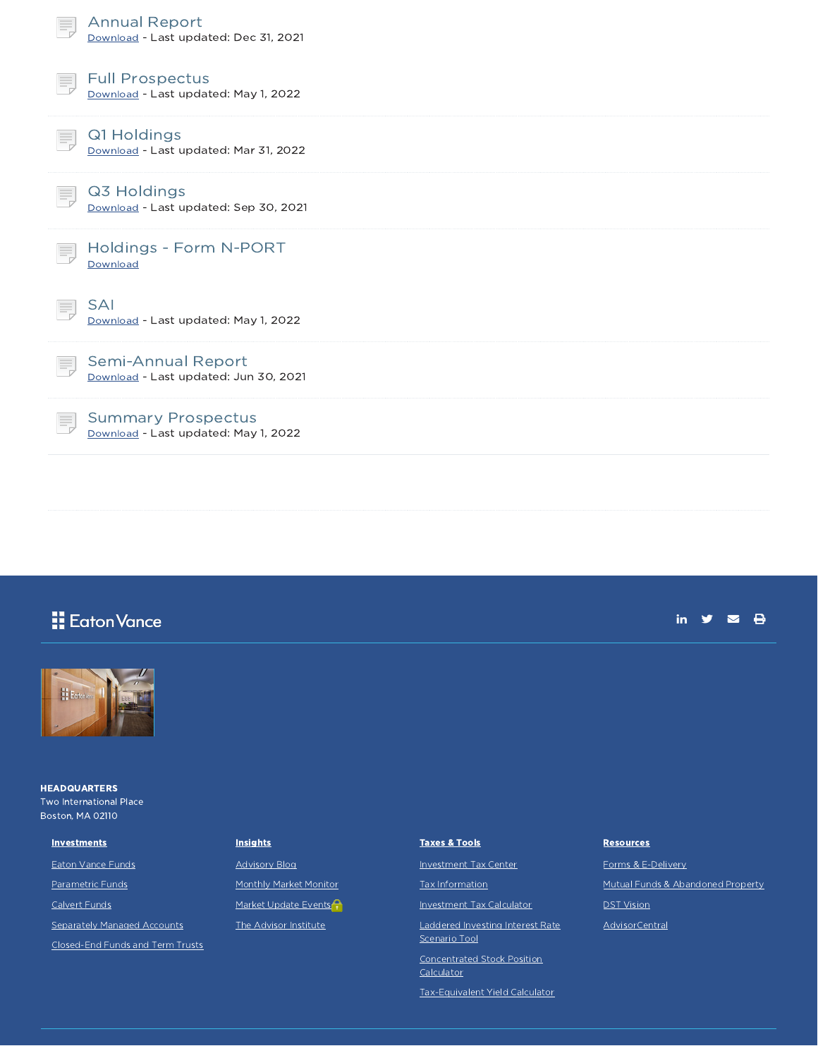### Annual Report
Download - Last updated: Dec 31, 2021

### Full Prospectus
Download - Last updated: May 1, 2022

### Q1 Holdings
Download - Last updated: Mar 31, 2022

### Q3 Holdings
Download - Last updated: Sep 30, 2021

### Holdings - Form N-PORT
Download

### SAI
Download - Last updated: May 1, 2022

### Semi-Annual Report
Download - Last updated: Jun 30, 2021

### Summary Prospectus
Download - Last updated: May 1, 2022

Eaton Vance

**HEADQUARTERS**
Two International Place
Boston, MA 02110

**Investments**
- Eaton Vance Funds
- Parametric Funds
- Calvert Funds
- Separately Managed Accounts
- Closed-End Funds and Term Trusts

**Insights**
- Advisory Blog
- Monthly Market Monitor
- Market Update Events
- The Advisor Institute

**Taxes & Tools**
- Investment Tax Center
- Tax Information
- Investment Tax Calculator
- Laddered Investing Interest Rate Scenario Tool
- Concentrated Stock Position Calculator
- Tax-Equivalent Yield Calculator

**Resources**
- Forms & E-Delivery
- Mutual Funds & Abandoned Property
- DST Vision
- AdvisorCentral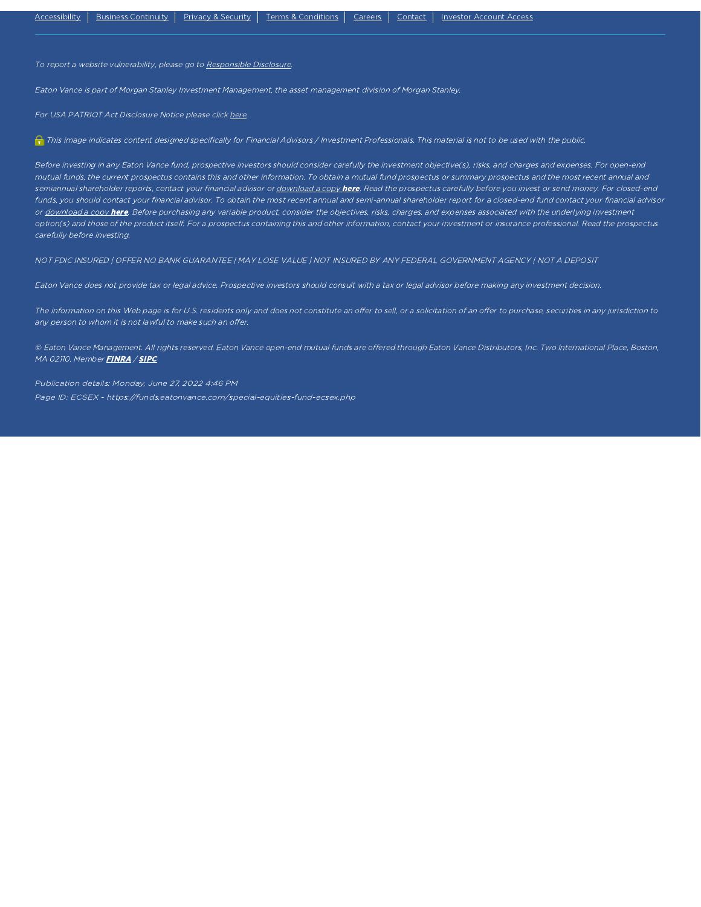Accessibility | Business Continuity | Privacy & Security | Terms & Conditions | Careers | Contact | Investor Account Access

---

*To report a website vulnerability, please go to Responsible Disclosure.*

*Eaton Vance is part of Morgan Stanley Investment Management, the asset management division of Morgan Stanley.*

*For USA PATRIOT Act Disclosure Notice please click here.*

*This image indicates content designed specifically for Financial Advisors / Investment Professionals. This material is not to be used with the public.*

*Before investing in any Eaton Vance fund, prospective investors should consider carefully the investment objective(s), risks, and charges and expenses. For open-end mutual funds, the current prospectus contains this and other information. To obtain a mutual fund prospectus or summary prospectus and the most recent annual and semiannual shareholder reports, contact your financial advisor or download a copy **here**. Read the prospectus carefully before you invest or send money. For closed-end funds, you should contact your financial advisor. To obtain the most recent annual and semi-annual shareholder report for a closed-end fund contact your financial advisor or download a copy **here**. Before purchasing any variable product, consider the objectives, risks, charges, and expenses associated with the underlying investment option(s) and those of the product itself. For a prospectus containing this and other information, contact your investment or insurance professional. Read the prospectus carefully before investing.*

*NOT FDIC INSURED | OFFER NO BANK GUARANTEE | MAY LOSE VALUE | NOT INSURED BY ANY FEDERAL GOVERNMENT AGENCY | NOT A DEPOSIT*

*Eaton Vance does not provide tax or legal advice. Prospective investors should consult with a tax or legal advisor before making any investment decision.*

*The information on this Web page is for U.S. residents only and does not constitute an offer to sell, or a solicitation of an offer to purchase, securities in any jurisdiction to any person to whom it is not lawful to make such an offer.*

*© Eaton Vance Management. All rights reserved. Eaton Vance open-end mutual funds are offered through Eaton Vance Distributors, Inc. Two International Place, Boston, MA 02110. Member **FINRA** / **SIPC***

*Publication details: Monday, June 27, 2022 4:46 PM*
*Page ID: ECSEX - https://funds.eatonvance.com/special-equities-fund-ecsex.php*